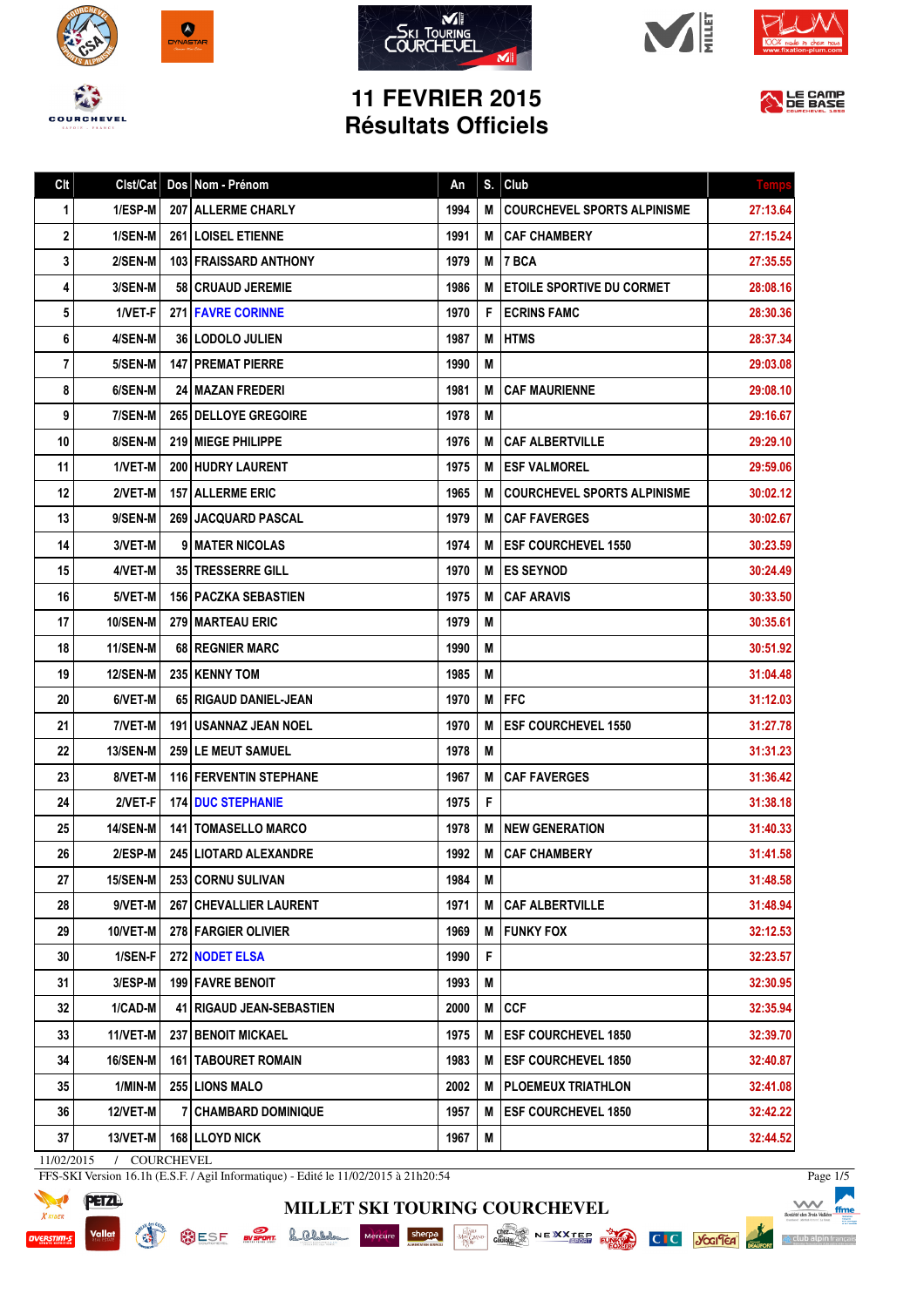# 11 FEVRIER 2015
# Résultats Officiels

| Clt | Clst/Cat | Dos | Nom - Prénom | An | S. | Club | Temps |
|---|---|---|---|---|---|---|---|
| 1 | 1/ESP-M | 207 | ALLERME CHARLY | 1994 | M | COURCHEVEL SPORTS ALPINISME | 27:13.64 |
| 2 | 1/SEN-M | 261 | LOISEL ETIENNE | 1991 | M | CAF CHAMBERY | 27:15.24 |
| 3 | 2/SEN-M | 103 | FRAISSARD ANTHONY | 1979 | M | 7 BCA | 27:35.55 |
| 4 | 3/SEN-M | 58 | CRUAUD JEREMIE | 1986 | M | ETOILE SPORTIVE DU CORMET | 28:08.16 |
| 5 | 1/VET-F | 271 | FAVRE CORINNE | 1970 | F | ECRINS FAMC | 28:30.36 |
| 6 | 4/SEN-M | 36 | LODOLO JULIEN | 1987 | M | HTMS | 28:37.34 |
| 7 | 5/SEN-M | 147 | PREMAT PIERRE | 1990 | M | | 29:03.08 |
| 8 | 6/SEN-M | 24 | MAZAN FREDERI | 1981 | M | CAF MAURIENNE | 29:08.10 |
| 9 | 7/SEN-M | 265 | DELLOYE GREGOIRE | 1978 | M | | 29:16.67 |
| 10 | 8/SEN-M | 219 | MIEGE PHILIPPE | 1976 | M | CAF ALBERTVILLE | 29:29.10 |
| 11 | 1/VET-M | 200 | HUDRY LAURENT | 1975 | M | ESF VALMOREL | 29:59.06 |
| 12 | 2/VET-M | 157 | ALLERME ERIC | 1965 | M | COURCHEVEL SPORTS ALPINISME | 30:02.12 |
| 13 | 9/SEN-M | 269 | JACQUARD PASCAL | 1979 | M | CAF FAVERGES | 30:02.67 |
| 14 | 3/VET-M | 9 | MATER NICOLAS | 1974 | M | ESF COURCHEVEL 1550 | 30:23.59 |
| 15 | 4/VET-M | 35 | TRESSERRE GILL | 1970 | M | ES SEYNOD | 30:24.49 |
| 16 | 5/VET-M | 156 | PACZKA SEBASTIEN | 1975 | M | CAF ARAVIS | 30:33.50 |
| 17 | 10/SEN-M | 279 | MARTEAU ERIC | 1979 | M | | 30:35.61 |
| 18 | 11/SEN-M | 68 | REGNIER MARC | 1990 | M | | 30:51.92 |
| 19 | 12/SEN-M | 235 | KENNY TOM | 1985 | M | | 31:04.48 |
| 20 | 6/VET-M | 65 | RIGAUD DANIEL-JEAN | 1970 | M | FFC | 31:12.03 |
| 21 | 7/VET-M | 191 | USANNAZ JEAN NOEL | 1970 | M | ESF COURCHEVEL 1550 | 31:27.78 |
| 22 | 13/SEN-M | 259 | LE MEUT SAMUEL | 1978 | M | | 31:31.23 |
| 23 | 8/VET-M | 116 | FERVENTIN STEPHANE | 1967 | M | CAF FAVERGES | 31:36.42 |
| 24 | 2/VET-F | 174 | DUC STEPHANIE | 1975 | F | | 31:38.18 |
| 25 | 14/SEN-M | 141 | TOMASELLO MARCO | 1978 | M | NEW GENERATION | 31:40.33 |
| 26 | 2/ESP-M | 245 | LIOTARD ALEXANDRE | 1992 | M | CAF CHAMBERY | 31:41.58 |
| 27 | 15/SEN-M | 253 | CORNU SULIVAN | 1984 | M | | 31:48.58 |
| 28 | 9/VET-M | 267 | CHEVALLIER LAURENT | 1971 | M | CAF ALBERTVILLE | 31:48.94 |
| 29 | 10/VET-M | 278 | FARGIER OLIVIER | 1969 | M | FUNKY FOX | 32:12.53 |
| 30 | 1/SEN-F | 272 | NODET ELSA | 1990 | F | | 32:23.57 |
| 31 | 3/ESP-M | 199 | FAVRE BENOIT | 1993 | M | | 32:30.95 |
| 32 | 1/CAD-M | 41 | RIGAUD JEAN-SEBASTIEN | 2000 | M | CCF | 32:35.94 |
| 33 | 11/VET-M | 237 | BENOIT MICKAEL | 1975 | M | ESF COURCHEVEL 1850 | 32:39.70 |
| 34 | 16/SEN-M | 161 | TABOURET ROMAIN | 1983 | M | ESF COURCHEVEL 1850 | 32:40.87 |
| 35 | 1/MIN-M | 255 | LIONS MALO | 2002 | M | PLOEMEUX TRIATHLON | 32:41.08 |
| 36 | 12/VET-M | 7 | CHAMBARD DOMINIQUE | 1957 | M | ESF COURCHEVEL 1850 | 32:42.22 |
| 37 | 13/VET-M | 168 | LLOYD NICK | 1967 | M | | 32:44.52 |

11/02/2015 / COURCHEVEL

FFS-SKI Version 16.1h (E.S.F. / Agil Informatique) - Edité le 11/02/2015 à 21h20:54

MILLET SKI TOURING COURCHEVEL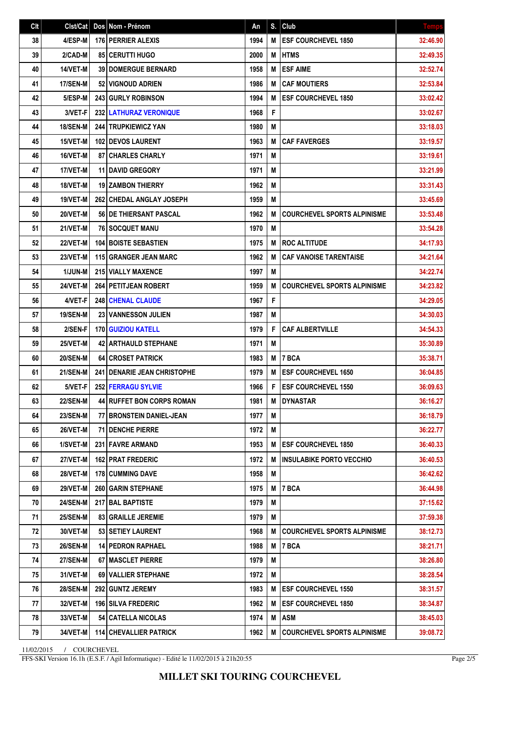| Clt | Clst/Cat | Dos | Nom - Prénom | An | S. | Club | Temps |
|---|---|---|---|---|---|---|---|
| 38 | 4/ESP-M | 176 | PERRIER ALEXIS | 1994 | M | ESF COURCHEVEL 1850 | 32:46.90 |
| 39 | 2/CAD-M | 85 | CERUTTI HUGO | 2000 | M | HTMS | 32:49.35 |
| 40 | 14/VET-M | 39 | DOMERGUE BERNARD | 1958 | M | ESF AIME | 32:52.74 |
| 41 | 17/SEN-M | 52 | VIGNOUD ADRIEN | 1986 | M | CAF MOUTIERS | 32:53.84 |
| 42 | 5/ESP-M | 243 | GURLY ROBINSON | 1994 | M | ESF COURCHEVEL 1850 | 33:02.42 |
| 43 | 3/VET-F | 232 | LATHURAZ VERONIQUE | 1968 | F | | 33:02.67 |
| 44 | 18/SEN-M | 244 | TRUPKIEWICZ YAN | 1980 | M | | 33:18.03 |
| 45 | 15/VET-M | 102 | DEVOS LAURENT | 1963 | M | CAF FAVERGES | 33:19.57 |
| 46 | 16/VET-M | 87 | CHARLES CHARLY | 1971 | M | | 33:19.61 |
| 47 | 17/VET-M | 11 | DAVID GREGORY | 1971 | M | | 33:21.99 |
| 48 | 18/VET-M | 19 | ZAMBON THIERRY | 1962 | M | | 33:31.43 |
| 49 | 19/VET-M | 262 | CHEDAL ANGLAY JOSEPH | 1959 | M | | 33:45.69 |
| 50 | 20/VET-M | 56 | DE THIERSANT PASCAL | 1962 | M | COURCHEVEL SPORTS ALPINISME | 33:53.48 |
| 51 | 21/VET-M | 76 | SOCQUET MANU | 1970 | M | | 33:54.28 |
| 52 | 22/VET-M | 104 | BOISTE SEBASTIEN | 1975 | M | ROC ALTITUDE | 34:17.93 |
| 53 | 23/VET-M | 115 | GRANGER JEAN MARC | 1962 | M | CAF VANOISE TARENTAISE | 34:21.64 |
| 54 | 1/JUN-M | 215 | VIALLY MAXENCE | 1997 | M | | 34:22.74 |
| 55 | 24/VET-M | 264 | PETITJEAN ROBERT | 1959 | M | COURCHEVEL SPORTS ALPINISME | 34:23.82 |
| 56 | 4/VET-F | 248 | CHENAL CLAUDE | 1967 | F | | 34:29.05 |
| 57 | 19/SEN-M | 23 | VANNESSON JULIEN | 1987 | M | | 34:30.03 |
| 58 | 2/SEN-F | 170 | GUIZIOU KATELL | 1979 | F | CAF ALBERTVILLE | 34:54.33 |
| 59 | 25/VET-M | 42 | ARTHAULD STEPHANE | 1971 | M | | 35:30.89 |
| 60 | 20/SEN-M | 64 | CROSET PATRICK | 1983 | M | 7 BCA | 35:38.71 |
| 61 | 21/SEN-M | 241 | DENARIE JEAN CHRISTOPHE | 1979 | M | ESF COURCHEVEL 1650 | 36:04.85 |
| 62 | 5/VET-F | 252 | FERRAGU SYLVIE | 1966 | F | ESF COURCHEVEL 1550 | 36:09.63 |
| 63 | 22/SEN-M | 44 | RUFFET BON CORPS ROMAN | 1981 | M | DYNASTAR | 36:16.27 |
| 64 | 23/SEN-M | 77 | BRONSTEIN DANIEL-JEAN | 1977 | M | | 36:18.79 |
| 65 | 26/VET-M | 71 | DENCHE PIERRE | 1972 | M | | 36:22.77 |
| 66 | 1/SVET-M | 231 | FAVRE ARMAND | 1953 | M | ESF COURCHEVEL 1850 | 36:40.33 |
| 67 | 27/VET-M | 162 | PRAT FREDERIC | 1972 | M | INSULABIKE PORTO VECCHIO | 36:40.53 |
| 68 | 28/VET-M | 178 | CUMMING DAVE | 1958 | M | | 36:42.62 |
| 69 | 29/VET-M | 260 | GARIN STEPHANE | 1975 | M | 7 BCA | 36:44.98 |
| 70 | 24/SEN-M | 217 | BAL BAPTISTE | 1979 | M | | 37:15.62 |
| 71 | 25/SEN-M | 83 | GRAILLE JEREMIE | 1979 | M | | 37:59.38 |
| 72 | 30/VET-M | 53 | SETIEY LAURENT | 1968 | M | COURCHEVEL SPORTS ALPINISME | 38:12.73 |
| 73 | 26/SEN-M | 14 | PEDRON RAPHAEL | 1988 | M | 7 BCA | 38:21.71 |
| 74 | 27/SEN-M | 67 | MASCLET PIERRE | 1979 | M | | 38:26.80 |
| 75 | 31/VET-M | 69 | VALLIER STEPHANE | 1972 | M | | 38:28.54 |
| 76 | 28/SEN-M | 292 | GUNTZ JEREMY | 1983 | M | ESF COURCHEVEL 1550 | 38:31.57 |
| 77 | 32/VET-M | 196 | SILVA FREDERIC | 1962 | M | ESF COURCHEVEL 1850 | 38:34.87 |
| 78 | 33/VET-M | 54 | CATELLA NICOLAS | 1974 | M | ASM | 38:45.03 |
| 79 | 34/VET-M | 114 | CHEVALLIER PATRICK | 1962 | M | COURCHEVEL SPORTS ALPINISME | 39:08.72 |

11/02/2015 / COURCHEVEL

FFS-SKI Version 16.1h (E.S.F. / Agil Informatique) - Edité le 11/02/2015 à 21h20:55

**MILLET SKI TOURING COURCHEVEL**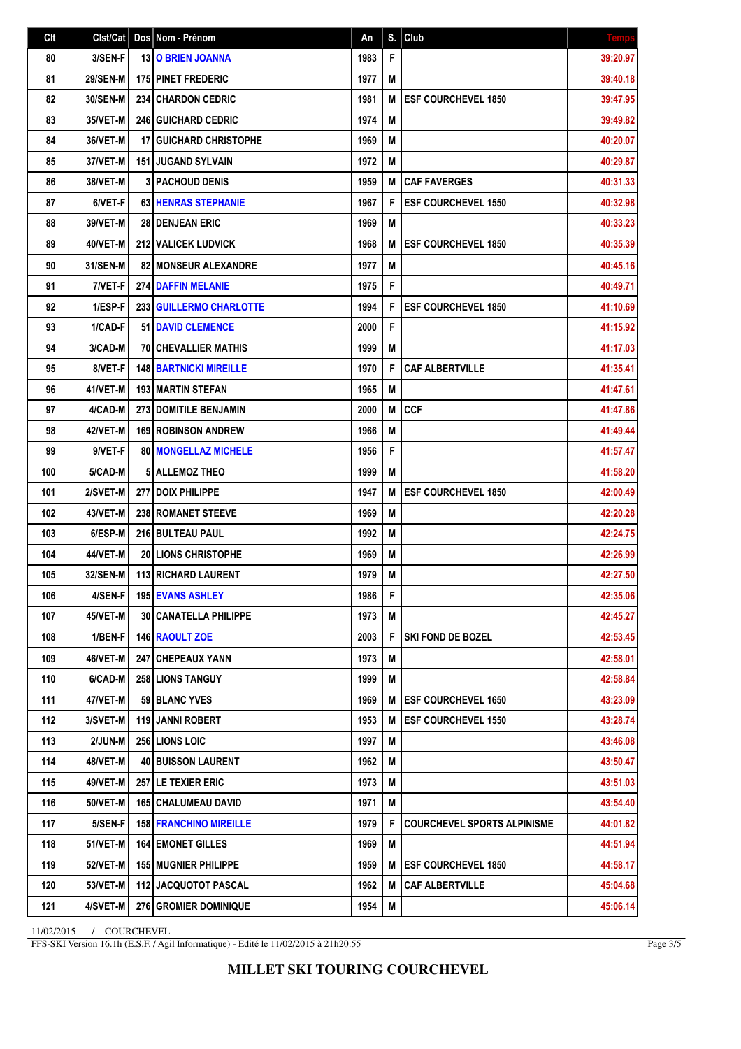| Clt | Clst/Cat | Dos | Nom - Prénom | An | S. | Club | Temps |
|---|---|---|---|---|---|---|---|
| 80 | 3/SEN-F | 13 | O BRIEN JOANNA | 1983 | F | | 39:20.97 |
| 81 | 29/SEN-M | 175 | PINET FREDERIC | 1977 | M | | 39:40.18 |
| 82 | 30/SEN-M | 234 | CHARDON CEDRIC | 1981 | M | ESF COURCHEVEL 1850 | 39:47.95 |
| 83 | 35/VET-M | 246 | GUICHARD CEDRIC | 1974 | M | | 39:49.82 |
| 84 | 36/VET-M | 17 | GUICHARD CHRISTOPHE | 1969 | M | | 40:20.07 |
| 85 | 37/VET-M | 151 | JUGAND SYLVAIN | 1972 | M | | 40:29.87 |
| 86 | 38/VET-M | 3 | PACHOUD DENIS | 1959 | M | CAF FAVERGES | 40:31.33 |
| 87 | 6/VET-F | 63 | HENRAS STEPHANIE | 1967 | F | ESF COURCHEVEL 1550 | 40:32.98 |
| 88 | 39/VET-M | 28 | DENJEAN ERIC | 1969 | M | | 40:33.23 |
| 89 | 40/VET-M | 212 | VALICEK LUDVICK | 1968 | M | ESF COURCHEVEL 1850 | 40:35.39 |
| 90 | 31/SEN-M | 82 | MONSEUR ALEXANDRE | 1977 | M | | 40:45.16 |
| 91 | 7/VET-F | 274 | DAFFIN MELANIE | 1975 | F | | 40:49.71 |
| 92 | 1/ESP-F | 233 | GUILLERMO CHARLOTTE | 1994 | F | ESF COURCHEVEL 1850 | 41:10.69 |
| 93 | 1/CAD-F | 51 | DAVID CLEMENCE | 2000 | F | | 41:15.92 |
| 94 | 3/CAD-M | 70 | CHEVALLIER MATHIS | 1999 | M | | 41:17.03 |
| 95 | 8/VET-F | 148 | BARTNICKI MIREILLE | 1970 | F | CAF ALBERTVILLE | 41:35.41 |
| 96 | 41/VET-M | 193 | MARTIN STEFAN | 1965 | M | | 41:47.61 |
| 97 | 4/CAD-M | 273 | DOMITILE BENJAMIN | 2000 | M | CCF | 41:47.86 |
| 98 | 42/VET-M | 169 | ROBINSON ANDREW | 1966 | M | | 41:49.44 |
| 99 | 9/VET-F | 80 | MONGELLAZ MICHELE | 1956 | F | | 41:57.47 |
| 100 | 5/CAD-M | 5 | ALLEMOZ THEO | 1999 | M | | 41:58.20 |
| 101 | 2/SVET-M | 277 | DOIX PHILIPPE | 1947 | M | ESF COURCHEVEL 1850 | 42:00.49 |
| 102 | 43/VET-M | 238 | ROMANET STEEVE | 1969 | M | | 42:20.28 |
| 103 | 6/ESP-M | 216 | BULTEAU PAUL | 1992 | M | | 42:24.75 |
| 104 | 44/VET-M | 20 | LIONS CHRISTOPHE | 1969 | M | | 42:26.99 |
| 105 | 32/SEN-M | 113 | RICHARD LAURENT | 1979 | M | | 42:27.50 |
| 106 | 4/SEN-F | 195 | EVANS ASHLEY | 1986 | F | | 42:35.06 |
| 107 | 45/VET-M | 30 | CANATELLA PHILIPPE | 1973 | M | | 42:45.27 |
| 108 | 1/BEN-F | 146 | RAOULT ZOE | 2003 | F | SKI FOND DE BOZEL | 42:53.45 |
| 109 | 46/VET-M | 247 | CHEPEAUX YANN | 1973 | M | | 42:58.01 |
| 110 | 6/CAD-M | 258 | LIONS TANGUY | 1999 | M | | 42:58.84 |
| 111 | 47/VET-M | 59 | BLANC YVES | 1969 | M | ESF COURCHEVEL 1650 | 43:23.09 |
| 112 | 3/SVET-M | 119 | JANNI ROBERT | 1953 | M | ESF COURCHEVEL 1550 | 43:28.74 |
| 113 | 2/JUN-M | 256 | LIONS LOIC | 1997 | M | | 43:46.08 |
| 114 | 48/VET-M | 40 | BUISSON LAURENT | 1962 | M | | 43:50.47 |
| 115 | 49/VET-M | 257 | LE TEXIER ERIC | 1973 | M | | 43:51.03 |
| 116 | 50/VET-M | 165 | CHALUMEAU DAVID | 1971 | M | | 43:54.40 |
| 117 | 5/SEN-F | 158 | FRANCHINO MIREILLE | 1979 | F | COURCHEVEL SPORTS ALPINISME | 44:01.82 |
| 118 | 51/VET-M | 164 | EMONET GILLES | 1969 | M | | 44:51.94 |
| 119 | 52/VET-M | 155 | MUGNIER PHILIPPE | 1959 | M | ESF COURCHEVEL 1850 | 44:58.17 |
| 120 | 53/VET-M | 112 | JACQUOTOT PASCAL | 1962 | M | CAF ALBERTVILLE | 45:04.68 |
| 121 | 4/SVET-M | 276 | GROMIER DOMINIQUE | 1954 | M | | 45:06.14 |

11/02/2015 / COURCHEVEL

FFS-SKI Version 16.1h (E.S.F. / Agil Informatique) - Edité le 11/02/2015 à 21h20:55

**MILLET SKI TOURING COURCHEVEL**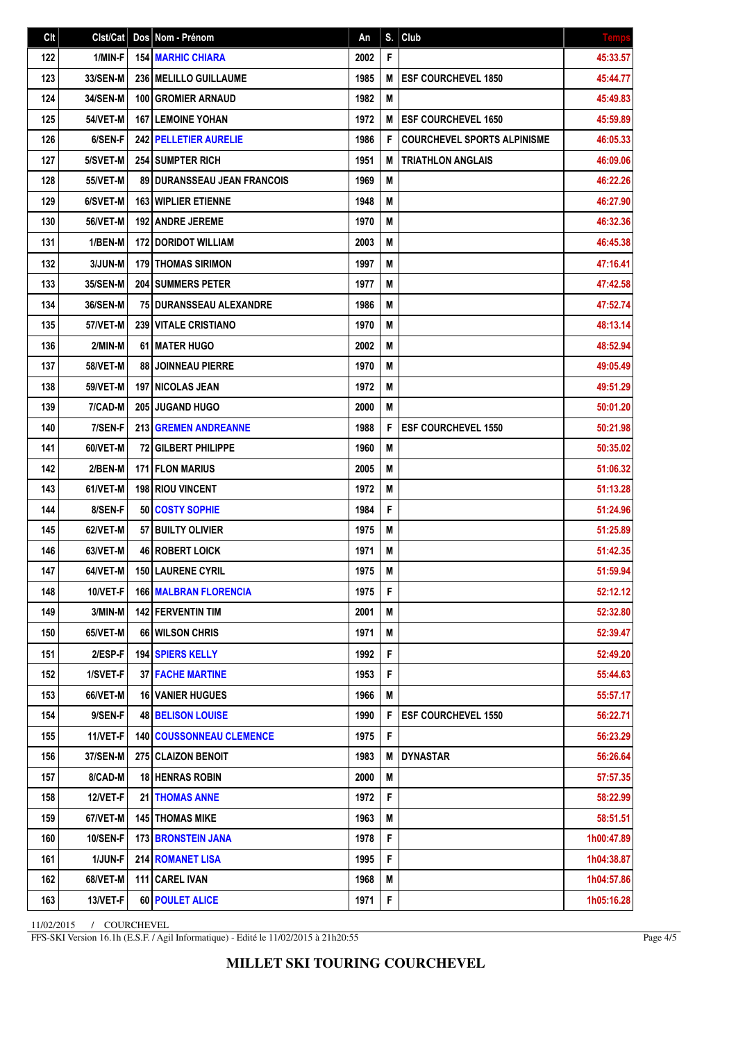| Clt | Clst/Cat | Dos | Nom - Prénom | An | S. | Club | Temps |
|---|---|---|---|---|---|---|---|
| 122 | 1/MIN-F | 154 | MARHIC CHIARA | 2002 | F | | 45:33.57 |
| 123 | 33/SEN-M | 236 | MELILLO GUILLAUME | 1985 | M | ESF COURCHEVEL 1850 | 45:44.77 |
| 124 | 34/SEN-M | 100 | GROMIER ARNAUD | 1982 | M | | 45:49.83 |
| 125 | 54/VET-M | 167 | LEMOINE YOHAN | 1972 | M | ESF COURCHEVEL 1650 | 45:59.89 |
| 126 | 6/SEN-F | 242 | PELLETIER AURELIE | 1986 | F | COURCHEVEL SPORTS ALPINISME | 46:05.33 |
| 127 | 5/SVET-M | 254 | SUMPTER RICH | 1951 | M | TRIATHLON ANGLAIS | 46:09.06 |
| 128 | 55/VET-M | 89 | DURANSSEAU JEAN FRANCOIS | 1969 | M | | 46:22.26 |
| 129 | 6/SVET-M | 163 | WIPLIER ETIENNE | 1948 | M | | 46:27.90 |
| 130 | 56/VET-M | 192 | ANDRE JEREME | 1970 | M | | 46:32.36 |
| 131 | 1/BEN-M | 172 | DORIDOT WILLIAM | 2003 | M | | 46:45.38 |
| 132 | 3/JUN-M | 179 | THOMAS SIRIMON | 1997 | M | | 47:16.41 |
| 133 | 35/SEN-M | 204 | SUMMERS PETER | 1977 | M | | 47:42.58 |
| 134 | 36/SEN-M | 75 | DURANSSEAU ALEXANDRE | 1986 | M | | 47:52.74 |
| 135 | 57/VET-M | 239 | VITALE CRISTIANO | 1970 | M | | 48:13.14 |
| 136 | 2/MIN-M | 61 | MATER HUGO | 2002 | M | | 48:52.94 |
| 137 | 58/VET-M | 88 | JOINNEAU PIERRE | 1970 | M | | 49:05.49 |
| 138 | 59/VET-M | 197 | NICOLAS JEAN | 1972 | M | | 49:51.29 |
| 139 | 7/CAD-M | 205 | JUGAND HUGO | 2000 | M | | 50:01.20 |
| 140 | 7/SEN-F | 213 | GREMEN ANDREANNE | 1988 | F | ESF COURCHEVEL 1550 | 50:21.98 |
| 141 | 60/VET-M | 72 | GILBERT PHILIPPE | 1960 | M | | 50:35.02 |
| 142 | 2/BEN-M | 171 | FLON MARIUS | 2005 | M | | 51:06.32 |
| 143 | 61/VET-M | 198 | RIOU VINCENT | 1972 | M | | 51:13.28 |
| 144 | 8/SEN-F | 50 | COSTY SOPHIE | 1984 | F | | 51:24.96 |
| 145 | 62/VET-M | 57 | BUILTY OLIVIER | 1975 | M | | 51:25.89 |
| 146 | 63/VET-M | 46 | ROBERT LOICK | 1971 | M | | 51:42.35 |
| 147 | 64/VET-M | 150 | LAURENE CYRIL | 1975 | M | | 51:59.94 |
| 148 | 10/VET-F | 166 | MALBRAN FLORENCIA | 1975 | F | | 52:12.12 |
| 149 | 3/MIN-M | 142 | FERVENTIN TIM | 2001 | M | | 52:32.80 |
| 150 | 65/VET-M | 66 | WILSON CHRIS | 1971 | M | | 52:39.47 |
| 151 | 2/ESP-F | 194 | SPIERS KELLY | 1992 | F | | 52:49.20 |
| 152 | 1/SVET-F | 37 | FACHE MARTINE | 1953 | F | | 55:44.63 |
| 153 | 66/VET-M | 16 | VANIER HUGUES | 1966 | M | | 55:57.17 |
| 154 | 9/SEN-F | 48 | BELISON LOUISE | 1990 | F | ESF COURCHEVEL 1550 | 56:22.71 |
| 155 | 11/VET-F | 140 | COUSSONNEAU CLEMENCE | 1975 | F | | 56:23.29 |
| 156 | 37/SEN-M | 275 | CLAIZON BENOIT | 1983 | M | DYNASTAR | 56:26.64 |
| 157 | 8/CAD-M | 18 | HENRAS ROBIN | 2000 | M | | 57:57.35 |
| 158 | 12/VET-F | 21 | THOMAS ANNE | 1972 | F | | 58:22.99 |
| 159 | 67/VET-M | 145 | THOMAS MIKE | 1963 | M | | 58:51.51 |
| 160 | 10/SEN-F | 173 | BRONSTEIN JANA | 1978 | F | | 1h00:47.89 |
| 161 | 1/JUN-F | 214 | ROMANET LISA | 1995 | F | | 1h04:38.87 |
| 162 | 68/VET-M | 111 | CAREL IVAN | 1968 | M | | 1h04:57.86 |
| 163 | 13/VET-F | 60 | POULET ALICE | 1971 | F | | 1h05:16.28 |

11/02/2015 / COURCHEVEL

FFS-SKI Version 16.1h (E.S.F. / Agil Informatique) - Edité le 11/02/2015 à 21h20:55

**MILLET SKI TOURING COURCHEVEL**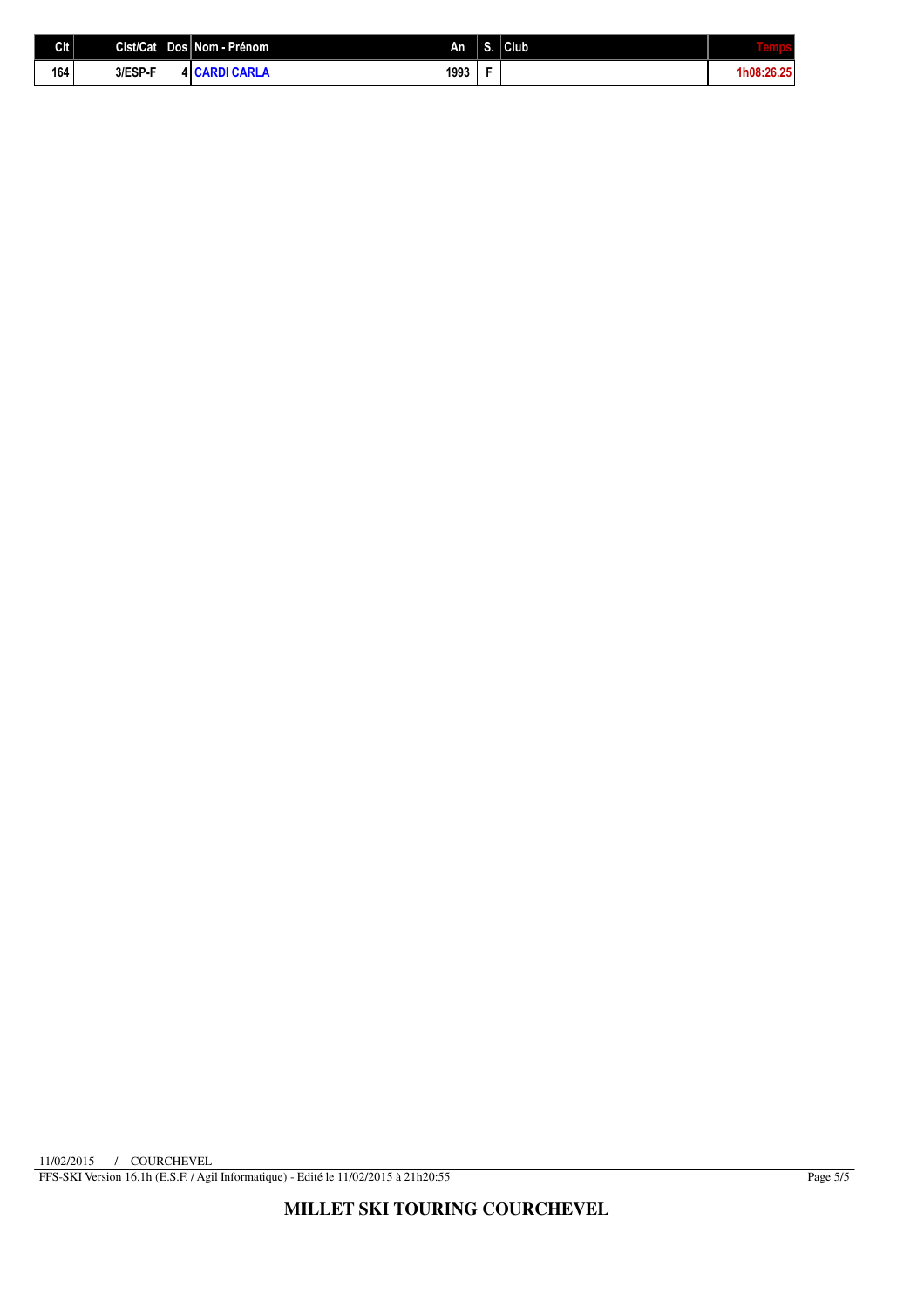| Clt | Clst/Cat | Dos | Nom - Prénom | An | S. | Club | Temps |
|---|---|---|---|---|---|---|---|
| 164 | 3/ESP-F | 4 | CARDI CARLA | 1993 | F | | 1h08:26.25 |

11/02/2015 / COURCHEVEL

FFS-SKI Version 16.1h (E.S.F. / Agil Informatique) - Edité le 11/02/2015 à 21h20:55

**MILLET SKI TOURING COURCHEVEL**